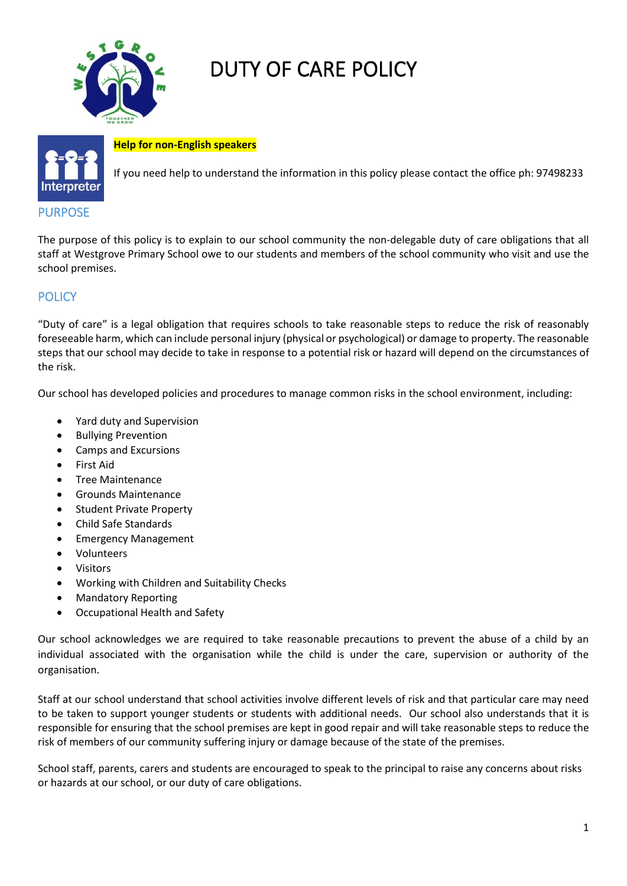# DUTY OF CARE POLICY

**Help for non-English speakers**

If you need help to understand the information in this policy please contact the office ph: 97498233

## PURPOSE

The purpose of this policy is to explain to our school community the non-delegable duty of care obligations that all staff at Westgrove Primary School owe to our students and members of the school community who visit and use the school premises.

## POLICY

"Duty of care" is a legal obligation that requires schools to take reasonable steps to reduce the risk of reasonably foreseeable harm, which can include personal injury (physical or psychological) or damage to property. The reasonable steps that our school may decide to take in response to a potential risk or hazard will depend on the circumstances of the risk.

Our school has developed policies and procedures to manage common risks in the school environment, including:

- Yard duty and Supervision
- Bullying Prevention
- Camps and Excursions
- First Aid
- Tree Maintenance
- Grounds Maintenance
- Student Private Property
- Child Safe Standards
- Emergency Management
- Volunteers
- Visitors
- Working with Children and Suitability Checks
- Mandatory Reporting
- Occupational Health and Safety

Our school acknowledges we are required to take reasonable precautions to prevent the abuse of a child by an individual associated with the organisation while the child is under the care, supervision or authority of the organisation.

Staff at our school understand that school activities involve different levels of risk and that particular care may need to be taken to support younger students or students with additional needs. Our school also understands that it is responsible for ensuring that the school premises are kept in good repair and will take reasonable steps to reduce the risk of members of our community suffering injury or damage because of the state of the premises.

School staff, parents, carers and students are encouraged to speak to the principal to raise any concerns about risks or hazards at our school, or our duty of care obligations.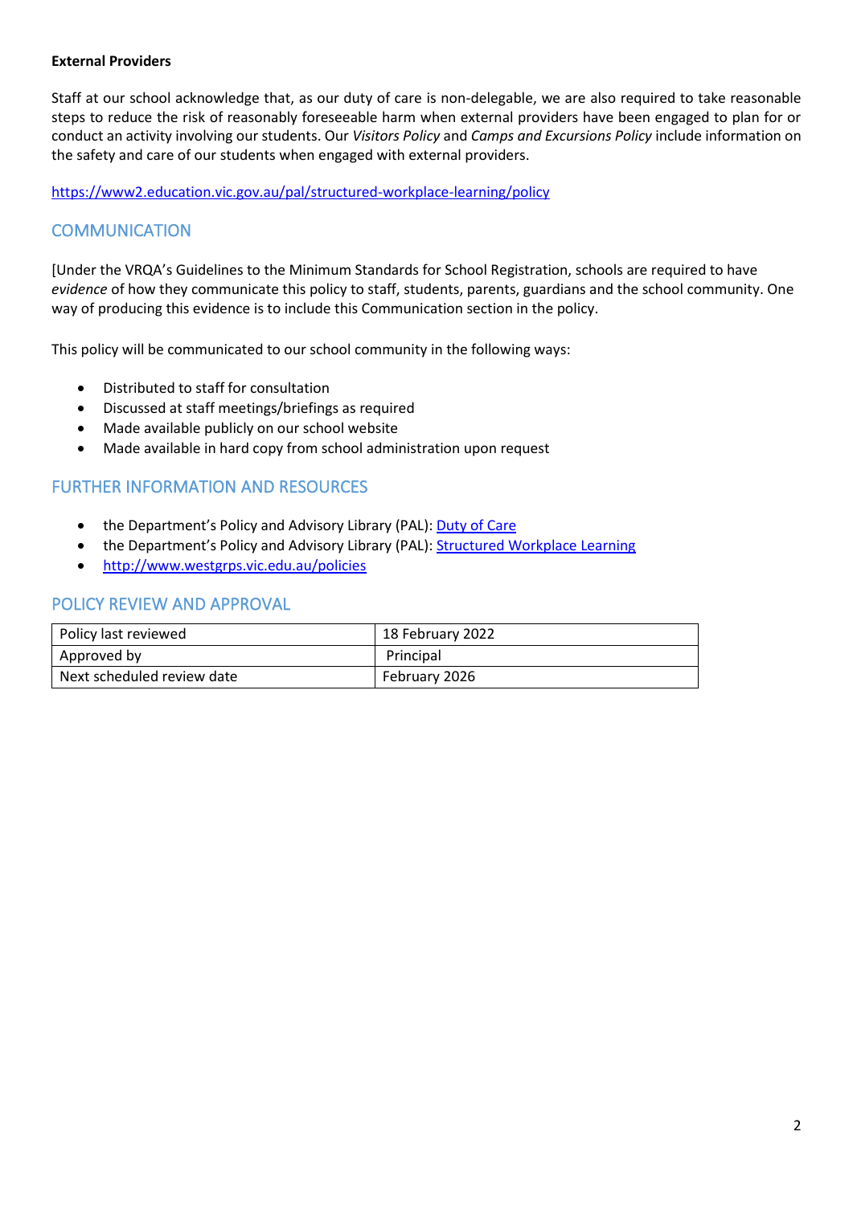**External Providers**

Staff at our school acknowledge that, as our duty of care is non-delegable, we are also required to take reasonable steps to reduce the risk of reasonably foreseeable harm when external providers have been engaged to plan for or conduct an activity involving our students. Our *Visitors Policy* and *Camps and Excursions Policy* include information on the safety and care of our students when engaged with external providers.

[https://www2.education.vic.gov.au/pal/structured-workplace-learning/policy](https://www2.education.vic.gov.au/pal/structured-workplace-learning/policy)

## COMMUNICATION

[Under the VRQA's Guidelines to the Minimum Standards for School Registration, schools are required to have *evidence* of how they communicate this policy to staff, students, parents, guardians and the school community. One way of producing this evidence is to include this Communication section in the policy.

This policy will be communicated to our school community in the following ways:

- Distributed to staff for consultation
- Discussed at staff meetings/briefings as required
- Made available publicly on our school website
- Made available in hard copy from school administration upon request

## FURTHER INFORMATION AND RESOURCES

- the Department's Policy and Advisory Library (PAL): Duty of Care
- the Department's Policy and Advisory Library (PAL): Structured Workplace Learning
- [http://www.westgrps.vic.edu.au/policies](http://www.westgrps.vic.edu.au/policies)

## POLICY REVIEW AND APPROVAL

| | |
|---|---|
| Policy last reviewed | 18 February 2022 |
| Approved by | Principal |
| Next scheduled review date | February 2026 |